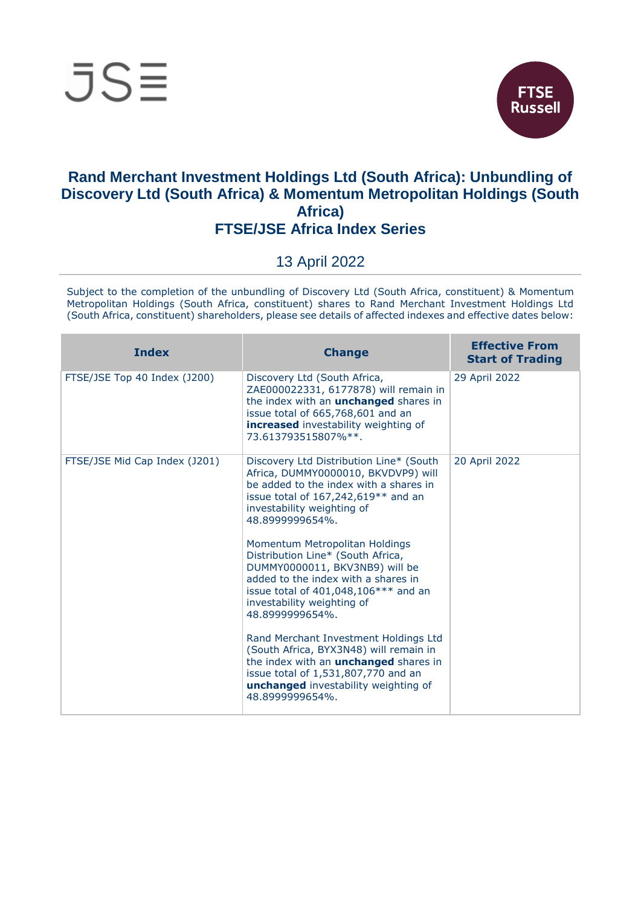# Rand Merchant Investment Holdings Ltd (South Africa): Unbundling of Discovery Ltd (South Africa) & Momentum Metropolitan Holdings (South Africa)
## FTSE/JSE Africa Index Series

13 April 2022

Subject to the completion of the unbundling of Discovery Ltd (South Africa, constituent) & Momentum Metropolitan Holdings (South Africa, constituent) shares to Rand Merchant Investment Holdings Ltd (South Africa, constituent) shareholders, please see details of affected indexes and effective dates below:

| Index | Change | Effective From Start of Trading |
|---|---|---|
| FTSE/JSE Top 40 Index (J200) | Discovery Ltd (South Africa, ZAE000022331, 6177878) will remain in the index with an **unchanged** shares in issue total of 665,768,601 and an **increased** investability weighting of 73.613793515807%**. | 29 April 2022 |
| FTSE/JSE Mid Cap Index (J201) | Discovery Ltd Distribution Line* (South Africa, DUMMY0000010, BKVDVP9) will be added to the index with a shares in issue total of 167,242,619** and an investability weighting of 48.8999999654%.<br><br>Momentum Metropolitan Holdings Distribution Line* (South Africa, DUMMY0000011, BKV3NB9) will be added to the index with a shares in issue total of 401,048,106*** and an investability weighting of 48.8999999654%.<br><br>Rand Merchant Investment Holdings Ltd (South Africa, BYX3N48) will remain in the index with an **unchanged** shares in issue total of 1,531,807,770 and an **unchanged** investability weighting of 48.8999999654%. | 20 April 2022 |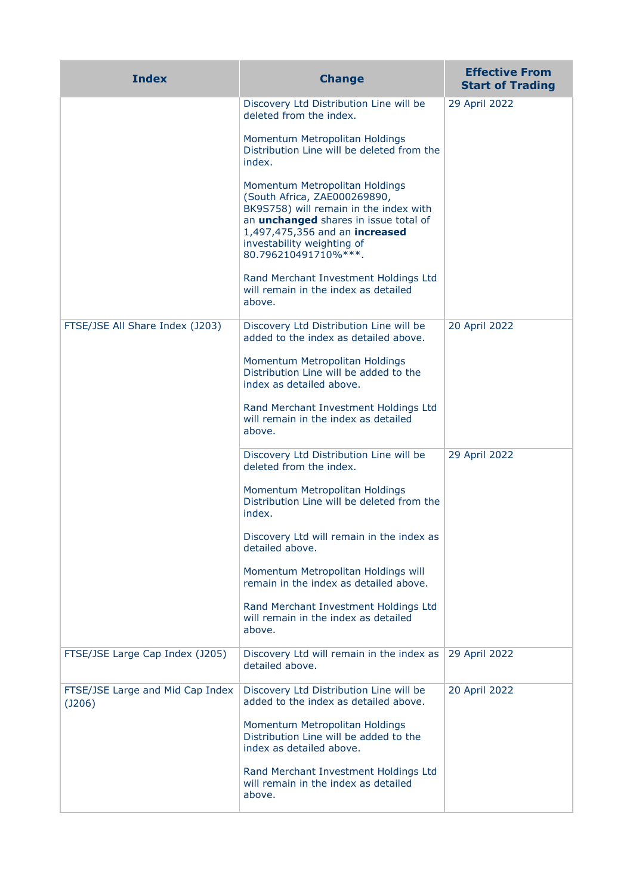| Index | Change | Effective From Start of Trading |
| --- | --- | --- |
| | Discovery Ltd Distribution Line will be deleted from the index.<br><br>Momentum Metropolitan Holdings Distribution Line will be deleted from the index.<br><br>Momentum Metropolitan Holdings (South Africa, ZAE000269890, BK9S758) will remain in the index with an **unchanged** shares in issue total of 1,497,475,356 and an **increased** investability weighting of 80.796210491710%***.<br><br>Rand Merchant Investment Holdings Ltd will remain in the index as detailed above. | 29 April 2022 |
| FTSE/JSE All Share Index (J203) | Discovery Ltd Distribution Line will be added to the index as detailed above.<br><br>Momentum Metropolitan Holdings Distribution Line will be added to the index as detailed above.<br><br>Rand Merchant Investment Holdings Ltd will remain in the index as detailed above. | 20 April 2022 |
| | Discovery Ltd Distribution Line will be deleted from the index.<br><br>Momentum Metropolitan Holdings Distribution Line will be deleted from the index.<br><br>Discovery Ltd will remain in the index as detailed above.<br><br>Momentum Metropolitan Holdings will remain in the index as detailed above.<br><br>Rand Merchant Investment Holdings Ltd will remain in the index as detailed above. | 29 April 2022 |
| FTSE/JSE Large Cap Index (J205) | Discovery Ltd will remain in the index as detailed above. | 29 April 2022 |
| FTSE/JSE Large and Mid Cap Index (J206) | Discovery Ltd Distribution Line will be added to the index as detailed above.<br><br>Momentum Metropolitan Holdings Distribution Line will be added to the index as detailed above.<br><br>Rand Merchant Investment Holdings Ltd will remain in the index as detailed above. | 20 April 2022 |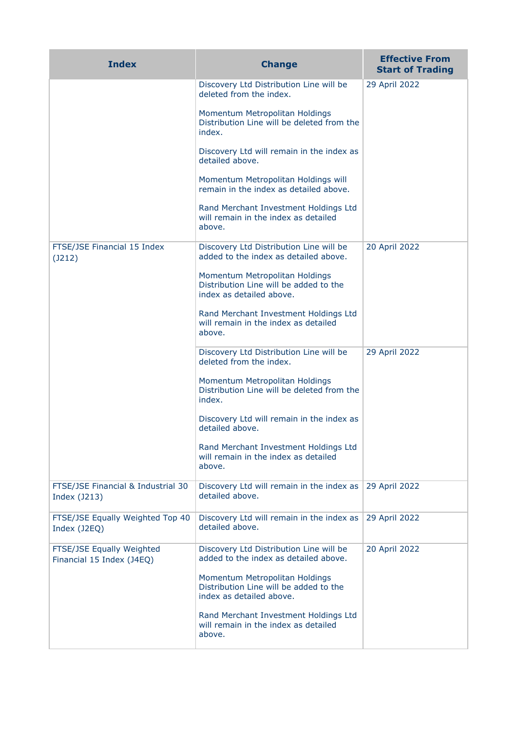| Index | Change | Effective From Start of Trading |
|---|---|---|
| | Discovery Ltd Distribution Line will be deleted from the index.<br><br>Momentum Metropolitan Holdings Distribution Line will be deleted from the index.<br><br>Discovery Ltd will remain in the index as detailed above.<br><br>Momentum Metropolitan Holdings will remain in the index as detailed above.<br><br>Rand Merchant Investment Holdings Ltd will remain in the index as detailed above. | 29 April 2022 |
| FTSE/JSE Financial 15 Index (J212) | Discovery Ltd Distribution Line will be added to the index as detailed above.<br><br>Momentum Metropolitan Holdings Distribution Line will be added to the index as detailed above.<br><br>Rand Merchant Investment Holdings Ltd will remain in the index as detailed above. | 20 April 2022 |
| | Discovery Ltd Distribution Line will be deleted from the index.<br><br>Momentum Metropolitan Holdings Distribution Line will be deleted from the index.<br><br>Discovery Ltd will remain in the index as detailed above.<br><br>Rand Merchant Investment Holdings Ltd will remain in the index as detailed above. | 29 April 2022 |
| FTSE/JSE Financial & Industrial 30 Index (J213) | Discovery Ltd will remain in the index as detailed above. | 29 April 2022 |
| FTSE/JSE Equally Weighted Top 40 Index (J2EQ) | Discovery Ltd will remain in the index as detailed above. | 29 April 2022 |
| FTSE/JSE Equally Weighted Financial 15 Index (J4EQ) | Discovery Ltd Distribution Line will be added to the index as detailed above.<br><br>Momentum Metropolitan Holdings Distribution Line will be added to the index as detailed above.<br><br>Rand Merchant Investment Holdings Ltd will remain in the index as detailed above. | 20 April 2022 |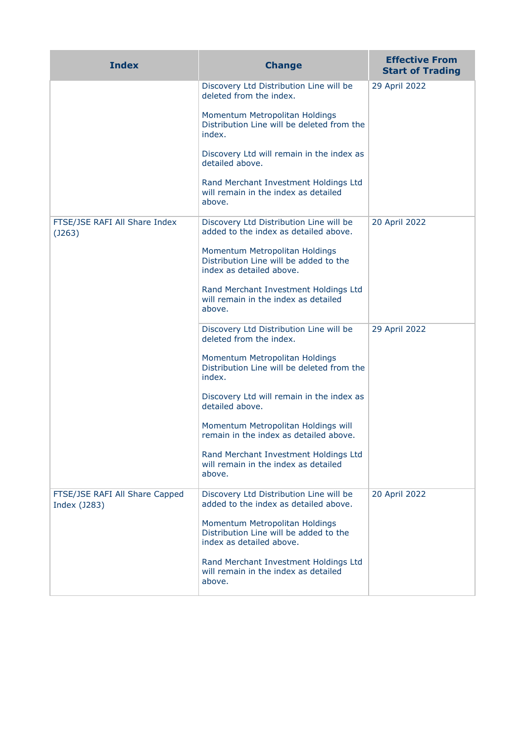| Index | Change | Effective From Start of Trading |
|---|---|---|
| | Discovery Ltd Distribution Line will be deleted from the index.<br><br>Momentum Metropolitan Holdings Distribution Line will be deleted from the index.<br><br>Discovery Ltd will remain in the index as detailed above.<br><br>Rand Merchant Investment Holdings Ltd will remain in the index as detailed above. | 29 April 2022 |
| FTSE/JSE RAFI All Share Index (J263) | Discovery Ltd Distribution Line will be added to the index as detailed above.<br><br>Momentum Metropolitan Holdings Distribution Line will be added to the index as detailed above.<br><br>Rand Merchant Investment Holdings Ltd will remain in the index as detailed above. | 20 April 2022 |
| | Discovery Ltd Distribution Line will be deleted from the index.<br><br>Momentum Metropolitan Holdings Distribution Line will be deleted from the index.<br><br>Discovery Ltd will remain in the index as detailed above.<br><br>Momentum Metropolitan Holdings will remain in the index as detailed above.<br><br>Rand Merchant Investment Holdings Ltd will remain in the index as detailed above. | 29 April 2022 |
| FTSE/JSE RAFI All Share Capped Index (J283) | Discovery Ltd Distribution Line will be added to the index as detailed above.<br><br>Momentum Metropolitan Holdings Distribution Line will be added to the index as detailed above.<br><br>Rand Merchant Investment Holdings Ltd will remain in the index as detailed above. | 20 April 2022 |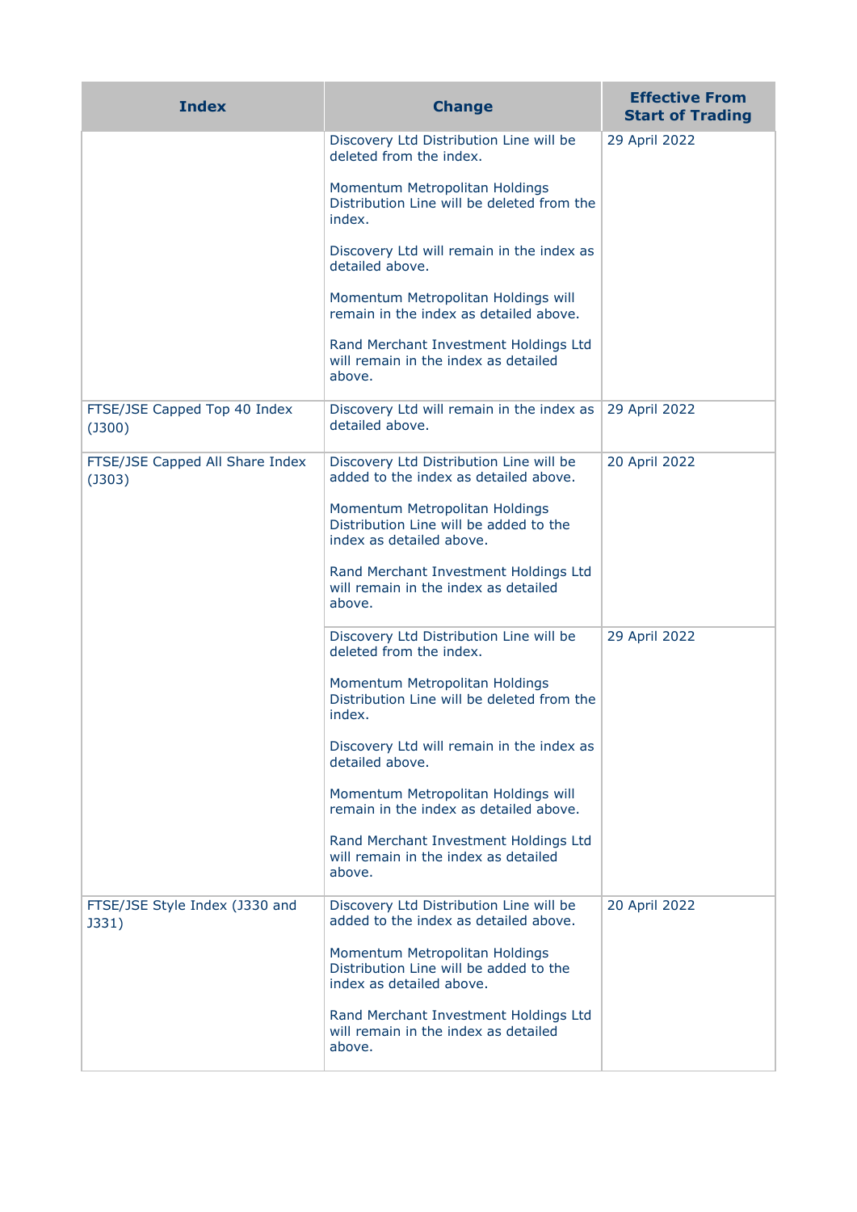| Index | Change | Effective From Start of Trading |
| --- | --- | --- |
| | Discovery Ltd Distribution Line will be deleted from the index.<br><br>Momentum Metropolitan Holdings Distribution Line will be deleted from the index.<br><br>Discovery Ltd will remain in the index as detailed above.<br><br>Momentum Metropolitan Holdings will remain in the index as detailed above.<br><br>Rand Merchant Investment Holdings Ltd will remain in the index as detailed above. | 29 April 2022 |
| FTSE/JSE Capped Top 40 Index (J300) | Discovery Ltd will remain in the index as detailed above. | 29 April 2022 |
| FTSE/JSE Capped All Share Index (J303) | Discovery Ltd Distribution Line will be added to the index as detailed above.<br><br>Momentum Metropolitan Holdings Distribution Line will be added to the index as detailed above.<br><br>Rand Merchant Investment Holdings Ltd will remain in the index as detailed above. | 20 April 2022 |
| | Discovery Ltd Distribution Line will be deleted from the index.<br><br>Momentum Metropolitan Holdings Distribution Line will be deleted from the index.<br><br>Discovery Ltd will remain in the index as detailed above.<br><br>Momentum Metropolitan Holdings will remain in the index as detailed above.<br><br>Rand Merchant Investment Holdings Ltd will remain in the index as detailed above. | 29 April 2022 |
| FTSE/JSE Style Index (J330 and J331) | Discovery Ltd Distribution Line will be added to the index as detailed above.<br><br>Momentum Metropolitan Holdings Distribution Line will be added to the index as detailed above.<br><br>Rand Merchant Investment Holdings Ltd will remain in the index as detailed above. | 20 April 2022 |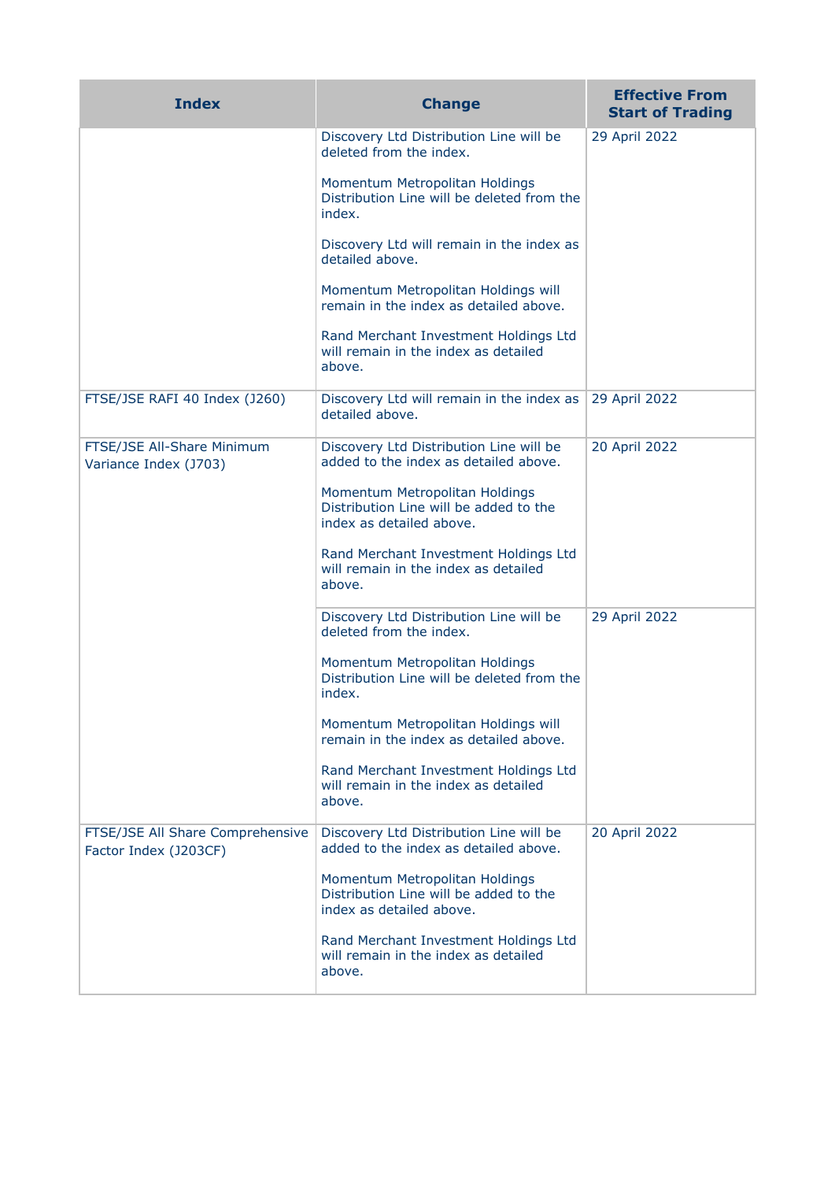| Index | Change | Effective From Start of Trading |
|---|---|---|
| | Discovery Ltd Distribution Line will be deleted from the index.<br><br>Momentum Metropolitan Holdings Distribution Line will be deleted from the index.<br><br>Discovery Ltd will remain in the index as detailed above.<br><br>Momentum Metropolitan Holdings will remain in the index as detailed above.<br><br>Rand Merchant Investment Holdings Ltd will remain in the index as detailed above. | 29 April 2022 |
| FTSE/JSE RAFI 40 Index (J260) | Discovery Ltd will remain in the index as detailed above. | 29 April 2022 |
| FTSE/JSE All-Share Minimum Variance Index (J703) | Discovery Ltd Distribution Line will be added to the index as detailed above.<br><br>Momentum Metropolitan Holdings Distribution Line will be added to the index as detailed above.<br><br>Rand Merchant Investment Holdings Ltd will remain in the index as detailed above. | 20 April 2022 |
| | Discovery Ltd Distribution Line will be deleted from the index.<br><br>Momentum Metropolitan Holdings Distribution Line will be deleted from the index.<br><br>Momentum Metropolitan Holdings will remain in the index as detailed above.<br><br>Rand Merchant Investment Holdings Ltd will remain in the index as detailed above. | 29 April 2022 |
| FTSE/JSE All Share Comprehensive Factor Index (J203CF) | Discovery Ltd Distribution Line will be added to the index as detailed above.<br><br>Momentum Metropolitan Holdings Distribution Line will be added to the index as detailed above.<br><br>Rand Merchant Investment Holdings Ltd will remain in the index as detailed above. | 20 April 2022 |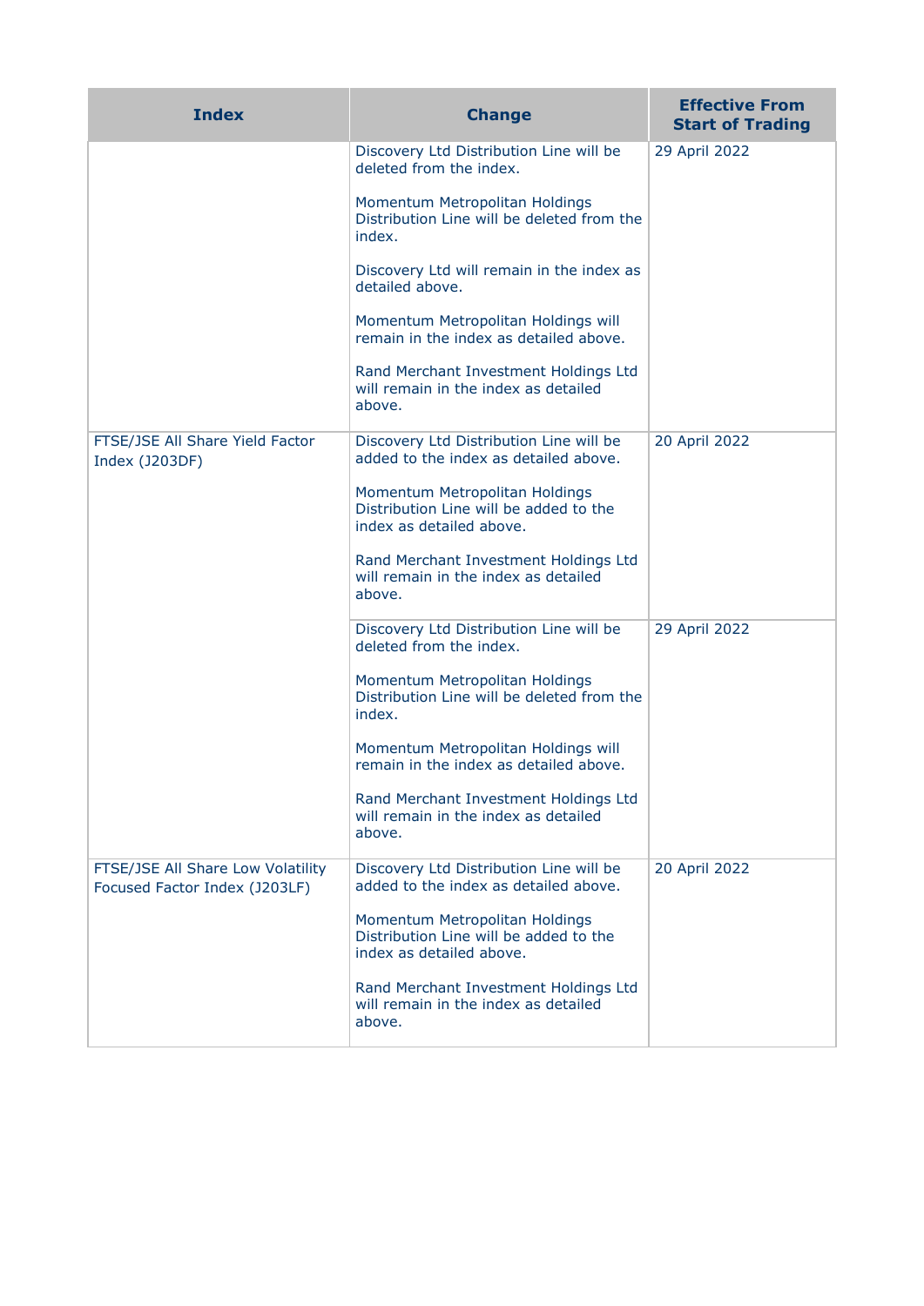| Index | Change | Effective From Start of Trading |
|---|---|---|
| | Discovery Ltd Distribution Line will be deleted from the index.<br><br>Momentum Metropolitan Holdings Distribution Line will be deleted from the index.<br><br>Discovery Ltd will remain in the index as detailed above.<br><br>Momentum Metropolitan Holdings will remain in the index as detailed above.<br><br>Rand Merchant Investment Holdings Ltd will remain in the index as detailed above. | 29 April 2022 |
| FTSE/JSE All Share Yield Factor Index (J203DF) | Discovery Ltd Distribution Line will be added to the index as detailed above.<br><br>Momentum Metropolitan Holdings Distribution Line will be added to the index as detailed above.<br><br>Rand Merchant Investment Holdings Ltd will remain in the index as detailed above. | 20 April 2022 |
| | Discovery Ltd Distribution Line will be deleted from the index.<br><br>Momentum Metropolitan Holdings Distribution Line will be deleted from the index.<br><br>Momentum Metropolitan Holdings will remain in the index as detailed above.<br><br>Rand Merchant Investment Holdings Ltd will remain in the index as detailed above. | 29 April 2022 |
| FTSE/JSE All Share Low Volatility Focused Factor Index (J203LF) | Discovery Ltd Distribution Line will be added to the index as detailed above.<br><br>Momentum Metropolitan Holdings Distribution Line will be added to the index as detailed above.<br><br>Rand Merchant Investment Holdings Ltd will remain in the index as detailed above. | 20 April 2022 |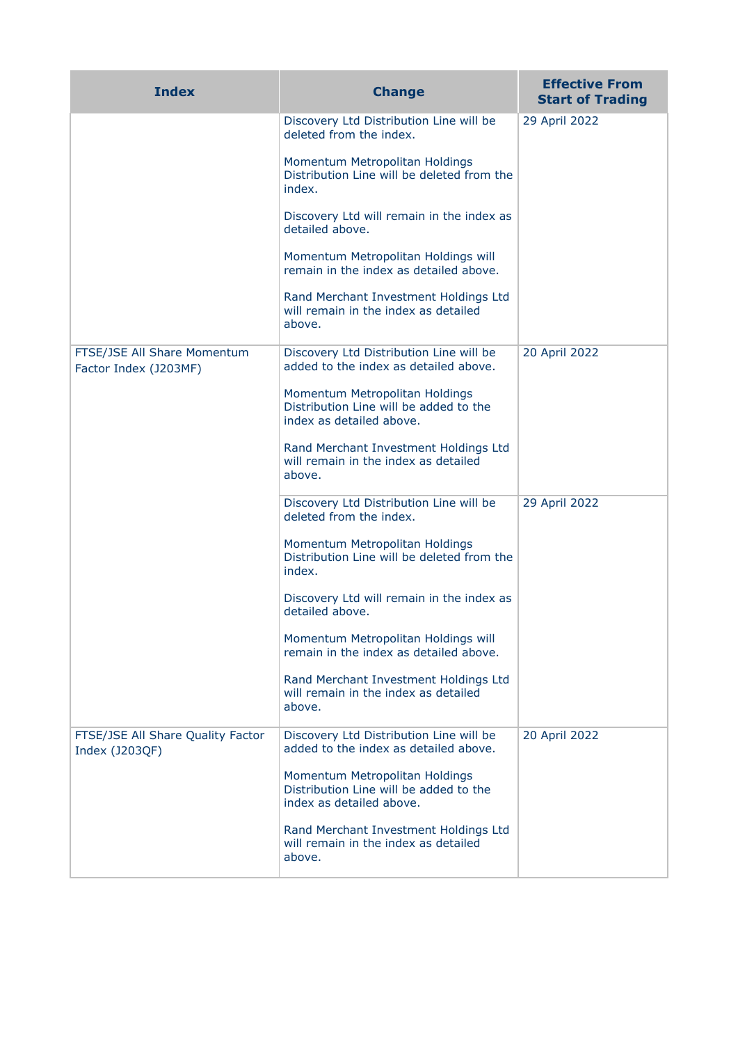| Index | Change | Effective From Start of Trading |
|---|---|---|
| | Discovery Ltd Distribution Line will be deleted from the index.<br><br>Momentum Metropolitan Holdings Distribution Line will be deleted from the index.<br><br>Discovery Ltd will remain in the index as detailed above.<br><br>Momentum Metropolitan Holdings will remain in the index as detailed above.<br><br>Rand Merchant Investment Holdings Ltd will remain in the index as detailed above. | 29 April 2022 |
| FTSE/JSE All Share Momentum Factor Index (J203MF) | Discovery Ltd Distribution Line will be added to the index as detailed above.<br><br>Momentum Metropolitan Holdings Distribution Line will be added to the index as detailed above.<br><br>Rand Merchant Investment Holdings Ltd will remain in the index as detailed above. | 20 April 2022 |
| | Discovery Ltd Distribution Line will be deleted from the index.<br><br>Momentum Metropolitan Holdings Distribution Line will be deleted from the index.<br><br>Discovery Ltd will remain in the index as detailed above.<br><br>Momentum Metropolitan Holdings will remain in the index as detailed above.<br><br>Rand Merchant Investment Holdings Ltd will remain in the index as detailed above. | 29 April 2022 |
| FTSE/JSE All Share Quality Factor Index (J203QF) | Discovery Ltd Distribution Line will be added to the index as detailed above.<br><br>Momentum Metropolitan Holdings Distribution Line will be added to the index as detailed above.<br><br>Rand Merchant Investment Holdings Ltd will remain in the index as detailed above. | 20 April 2022 |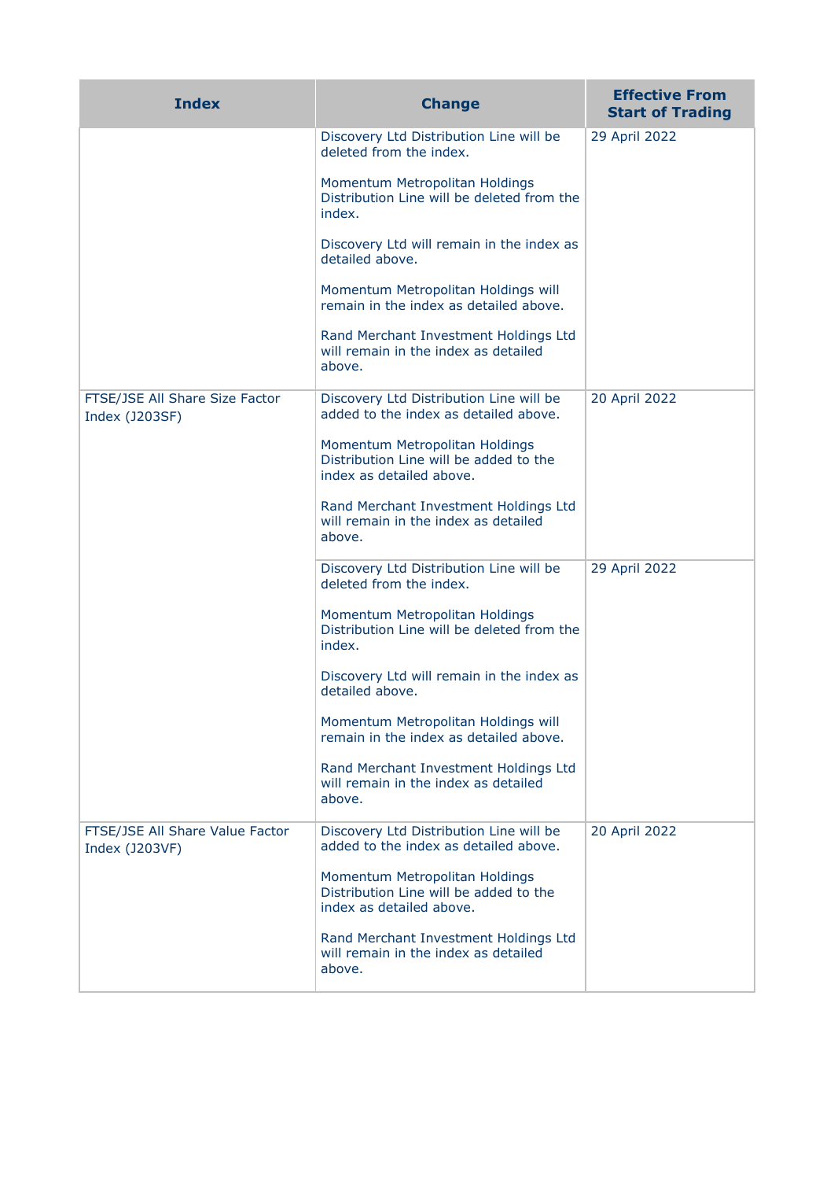| Index | Change | Effective From Start of Trading |
|---|---|---|
| | Discovery Ltd Distribution Line will be deleted from the index.<br><br>Momentum Metropolitan Holdings Distribution Line will be deleted from the index.<br><br>Discovery Ltd will remain in the index as detailed above.<br><br>Momentum Metropolitan Holdings will remain in the index as detailed above.<br><br>Rand Merchant Investment Holdings Ltd will remain in the index as detailed above. | 29 April 2022 |
| FTSE/JSE All Share Size Factor Index (J203SF) | Discovery Ltd Distribution Line will be added to the index as detailed above.<br><br>Momentum Metropolitan Holdings Distribution Line will be added to the index as detailed above.<br><br>Rand Merchant Investment Holdings Ltd will remain in the index as detailed above. | 20 April 2022 |
| | Discovery Ltd Distribution Line will be deleted from the index.<br><br>Momentum Metropolitan Holdings Distribution Line will be deleted from the index.<br><br>Discovery Ltd will remain in the index as detailed above.<br><br>Momentum Metropolitan Holdings will remain in the index as detailed above.<br><br>Rand Merchant Investment Holdings Ltd will remain in the index as detailed above. | 29 April 2022 |
| FTSE/JSE All Share Value Factor Index (J203VF) | Discovery Ltd Distribution Line will be added to the index as detailed above.<br><br>Momentum Metropolitan Holdings Distribution Line will be added to the index as detailed above.<br><br>Rand Merchant Investment Holdings Ltd will remain in the index as detailed above. | 20 April 2022 |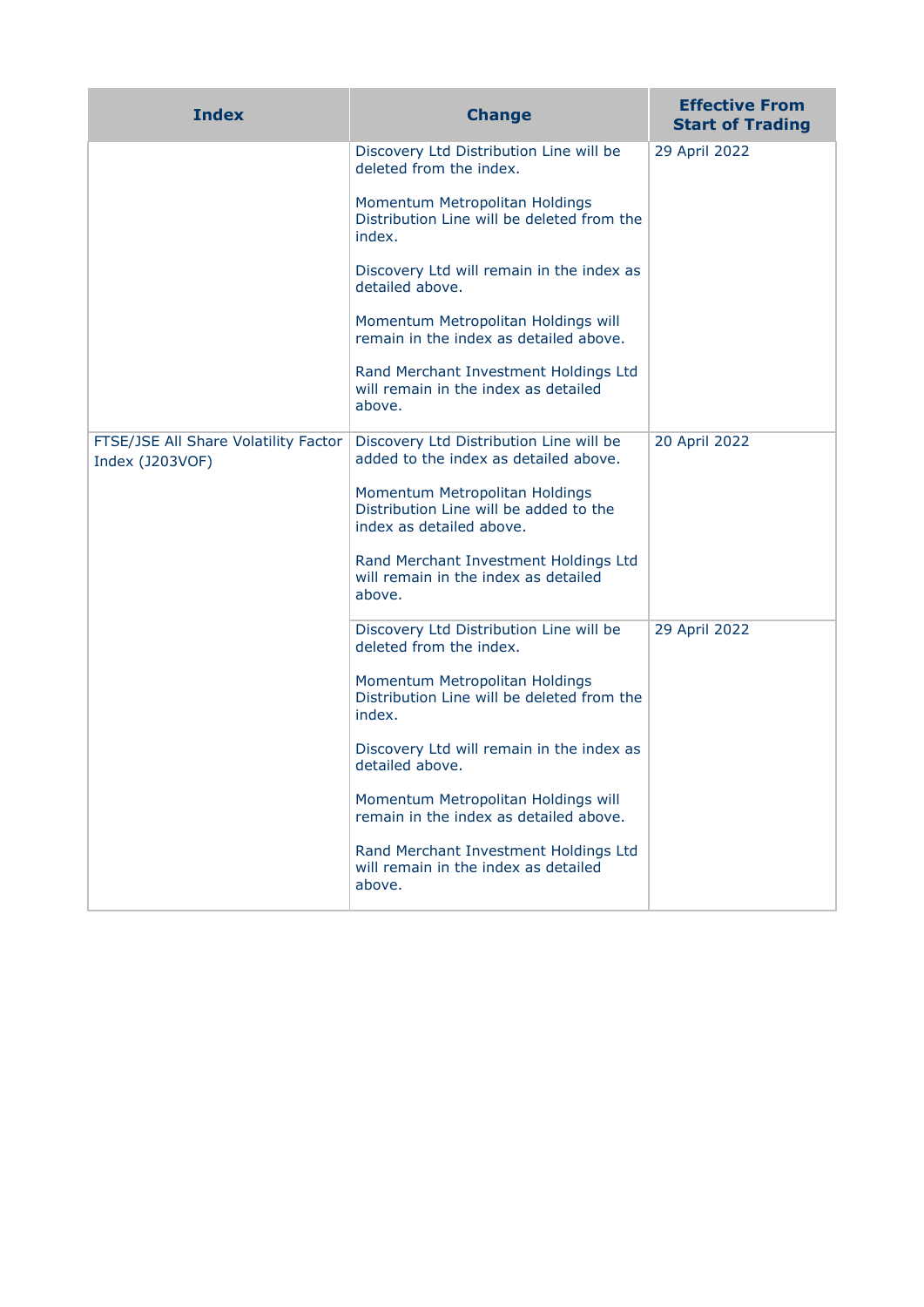| Index | Change | Effective From Start of Trading |
| --- | --- | --- |
| | Discovery Ltd Distribution Line will be deleted from the index.<br><br>Momentum Metropolitan Holdings Distribution Line will be deleted from the index.<br><br>Discovery Ltd will remain in the index as detailed above.<br><br>Momentum Metropolitan Holdings will remain in the index as detailed above.<br><br>Rand Merchant Investment Holdings Ltd will remain in the index as detailed above. | 29 April 2022 |
| FTSE/JSE All Share Volatility Factor Index (J203VOF) | Discovery Ltd Distribution Line will be added to the index as detailed above.<br><br>Momentum Metropolitan Holdings Distribution Line will be added to the index as detailed above.<br><br>Rand Merchant Investment Holdings Ltd will remain in the index as detailed above. | 20 April 2022 |
| | Discovery Ltd Distribution Line will be deleted from the index.<br><br>Momentum Metropolitan Holdings Distribution Line will be deleted from the index.<br><br>Discovery Ltd will remain in the index as detailed above.<br><br>Momentum Metropolitan Holdings will remain in the index as detailed above.<br><br>Rand Merchant Investment Holdings Ltd will remain in the index as detailed above. | 29 April 2022 |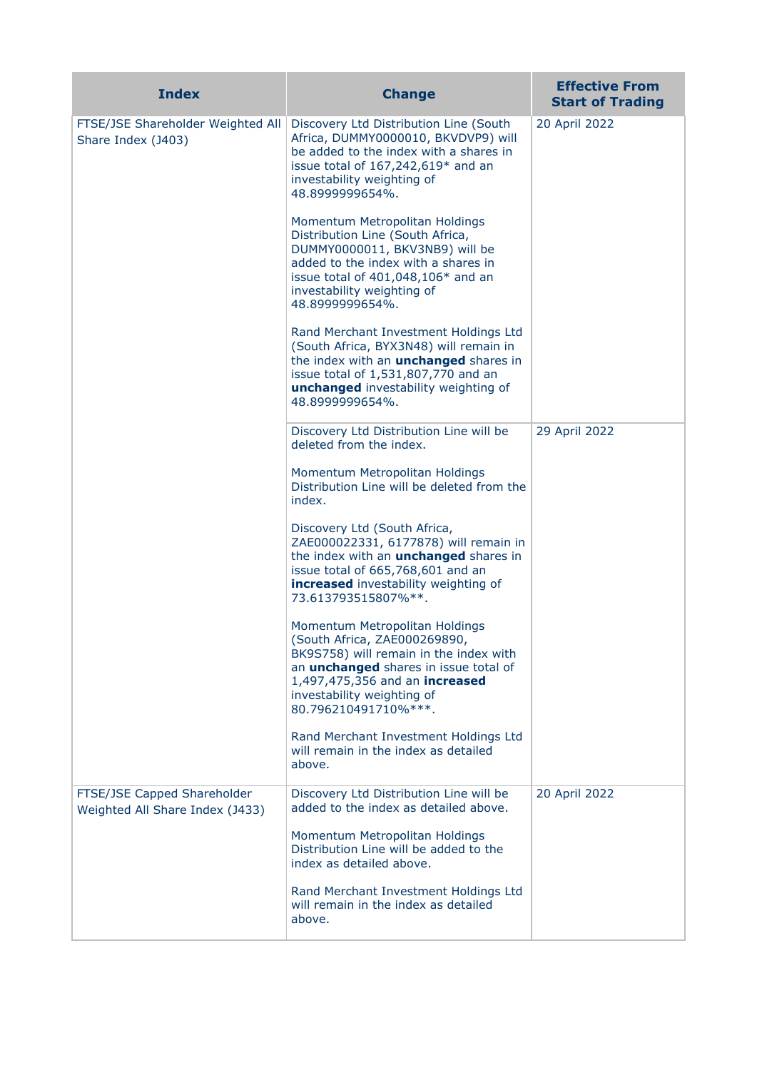| Index | Change | Effective From Start of Trading |
|---|---|---|
| FTSE/JSE Shareholder Weighted All Share Index (J403) | Discovery Ltd Distribution Line (South Africa, DUMMY0000010, BKVDVP9) will be added to the index with a shares in issue total of 167,242,619* and an investability weighting of 48.8999999654%.<br><br>Momentum Metropolitan Holdings Distribution Line (South Africa, DUMMY0000011, BKV3NB9) will be added to the index with a shares in issue total of 401,048,106* and an investability weighting of 48.8999999654%.<br><br>Rand Merchant Investment Holdings Ltd (South Africa, BYX3N48) will remain in the index with an **unchanged** shares in issue total of 1,531,807,770 and an **unchanged** investability weighting of 48.8999999654%. | 20 April 2022 |
| | Discovery Ltd Distribution Line will be deleted from the index.<br><br>Momentum Metropolitan Holdings Distribution Line will be deleted from the index.<br><br>Discovery Ltd (South Africa, ZAE000022331, 6177878) will remain in the index with an **unchanged** shares in issue total of 665,768,601 and an **increased** investability weighting of 73.613793515807%**.<br><br>Momentum Metropolitan Holdings (South Africa, ZAE000269890, BK9S758) will remain in the index with an **unchanged** shares in issue total of 1,497,475,356 and an **increased** investability weighting of 80.796210491710%***.<br><br>Rand Merchant Investment Holdings Ltd will remain in the index as detailed above. | 29 April 2022 |
| FTSE/JSE Capped Shareholder Weighted All Share Index (J433) | Discovery Ltd Distribution Line will be added to the index as detailed above.<br><br>Momentum Metropolitan Holdings Distribution Line will be added to the index as detailed above.<br><br>Rand Merchant Investment Holdings Ltd will remain in the index as detailed above. | 20 April 2022 |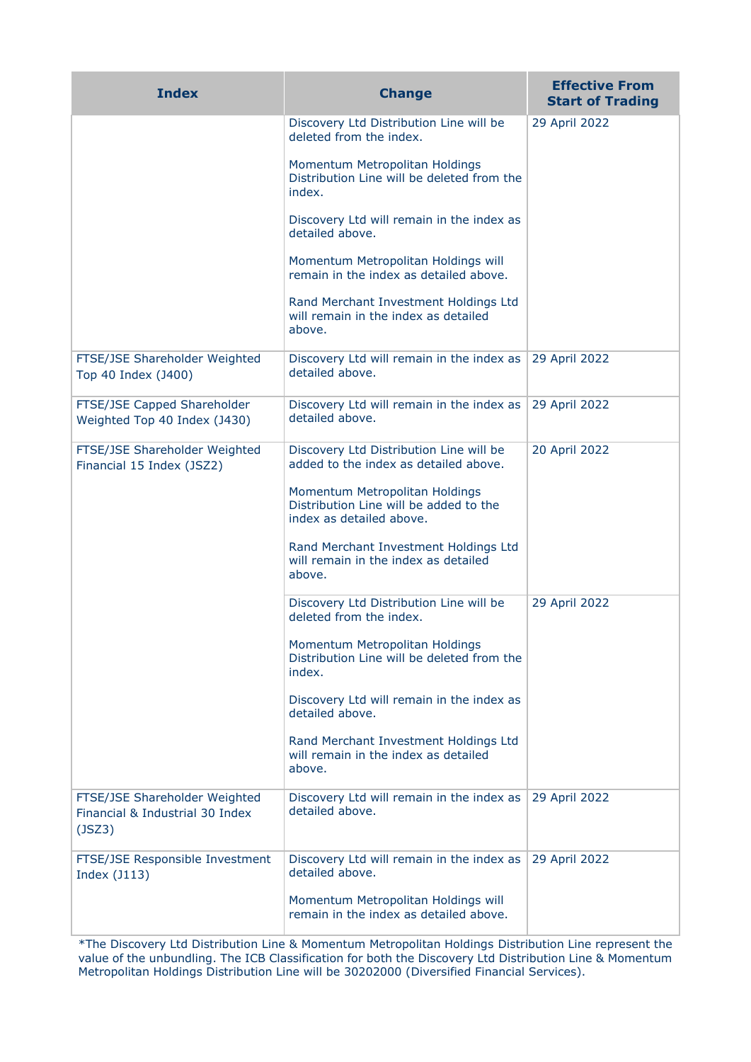| Index | Change | Effective From Start of Trading |
|---|---|---|
| | Discovery Ltd Distribution Line will be deleted from the index.<br><br>Momentum Metropolitan Holdings Distribution Line will be deleted from the index.<br><br>Discovery Ltd will remain in the index as detailed above.<br><br>Momentum Metropolitan Holdings will remain in the index as detailed above.<br><br>Rand Merchant Investment Holdings Ltd will remain in the index as detailed above. | 29 April 2022 |
| FTSE/JSE Shareholder Weighted Top 40 Index (J400) | Discovery Ltd will remain in the index as detailed above. | 29 April 2022 |
| FTSE/JSE Capped Shareholder Weighted Top 40 Index (J430) | Discovery Ltd will remain in the index as detailed above. | 29 April 2022 |
| FTSE/JSE Shareholder Weighted Financial 15 Index (JSZ2) | Discovery Ltd Distribution Line will be added to the index as detailed above.<br><br>Momentum Metropolitan Holdings Distribution Line will be added to the index as detailed above.<br><br>Rand Merchant Investment Holdings Ltd will remain in the index as detailed above. | 20 April 2022 |
| | Discovery Ltd Distribution Line will be deleted from the index.<br><br>Momentum Metropolitan Holdings Distribution Line will be deleted from the index.<br><br>Discovery Ltd will remain in the index as detailed above.<br><br>Rand Merchant Investment Holdings Ltd will remain in the index as detailed above. | 29 April 2022 |
| FTSE/JSE Shareholder Weighted Financial & Industrial 30 Index (JSZ3) | Discovery Ltd will remain in the index as detailed above. | 29 April 2022 |
| FTSE/JSE Responsible Investment Index (J113) | Discovery Ltd will remain in the index as detailed above.<br><br>Momentum Metropolitan Holdings will remain in the index as detailed above. | 29 April 2022 |

*The Discovery Ltd Distribution Line & Momentum Metropolitan Holdings Distribution Line represent the value of the unbundling. The ICB Classification for both the Discovery Ltd Distribution Line & Momentum Metropolitan Holdings Distribution Line will be 30202000 (Diversified Financial Services).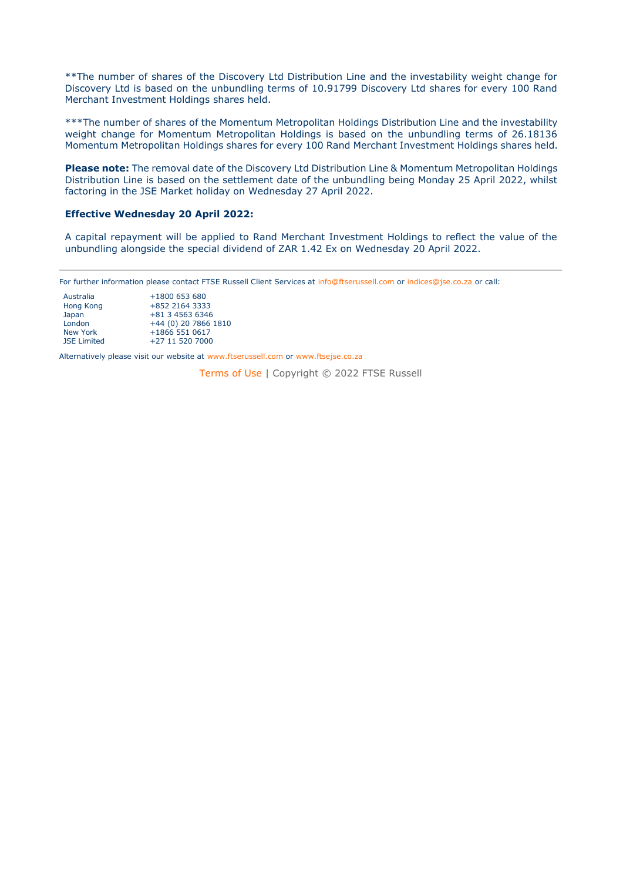**The number of shares of the Discovery Ltd Distribution Line and the investability weight change for Discovery Ltd is based on the unbundling terms of 10.91799 Discovery Ltd shares for every 100 Rand Merchant Investment Holdings shares held.

***The number of shares of the Momentum Metropolitan Holdings Distribution Line and the investability weight change for Momentum Metropolitan Holdings is based on the unbundling terms of 26.18136 Momentum Metropolitan Holdings shares for every 100 Rand Merchant Investment Holdings shares held.

**Please note:** The removal date of the Discovery Ltd Distribution Line & Momentum Metropolitan Holdings Distribution Line is based on the settlement date of the unbundling being Monday 25 April 2022, whilst factoring in the JSE Market holiday on Wednesday 27 April 2022.

**Effective Wednesday 20 April 2022:**

A capital repayment will be applied to Rand Merchant Investment Holdings to reflect the value of the unbundling alongside the special dividend of ZAR 1.42 Ex on Wednesday 20 April 2022.

---

For further information please contact FTSE Russell Client Services at info@ftserussell.com or indices@jse.co.za or call:

| | |
|---|---|
| Australia | +1800 653 680 |
| Hong Kong | +852 2164 3333 |
| Japan | +81 3 4563 6346 |
| London | +44 (0) 20 7866 1810 |
| New York | +1866 551 0617 |
| JSE Limited | +27 11 520 7000 |

Alternatively please visit our website at www.ftserussell.com or www.ftsejse.co.za

Terms of Use | Copyright © 2022 FTSE Russell